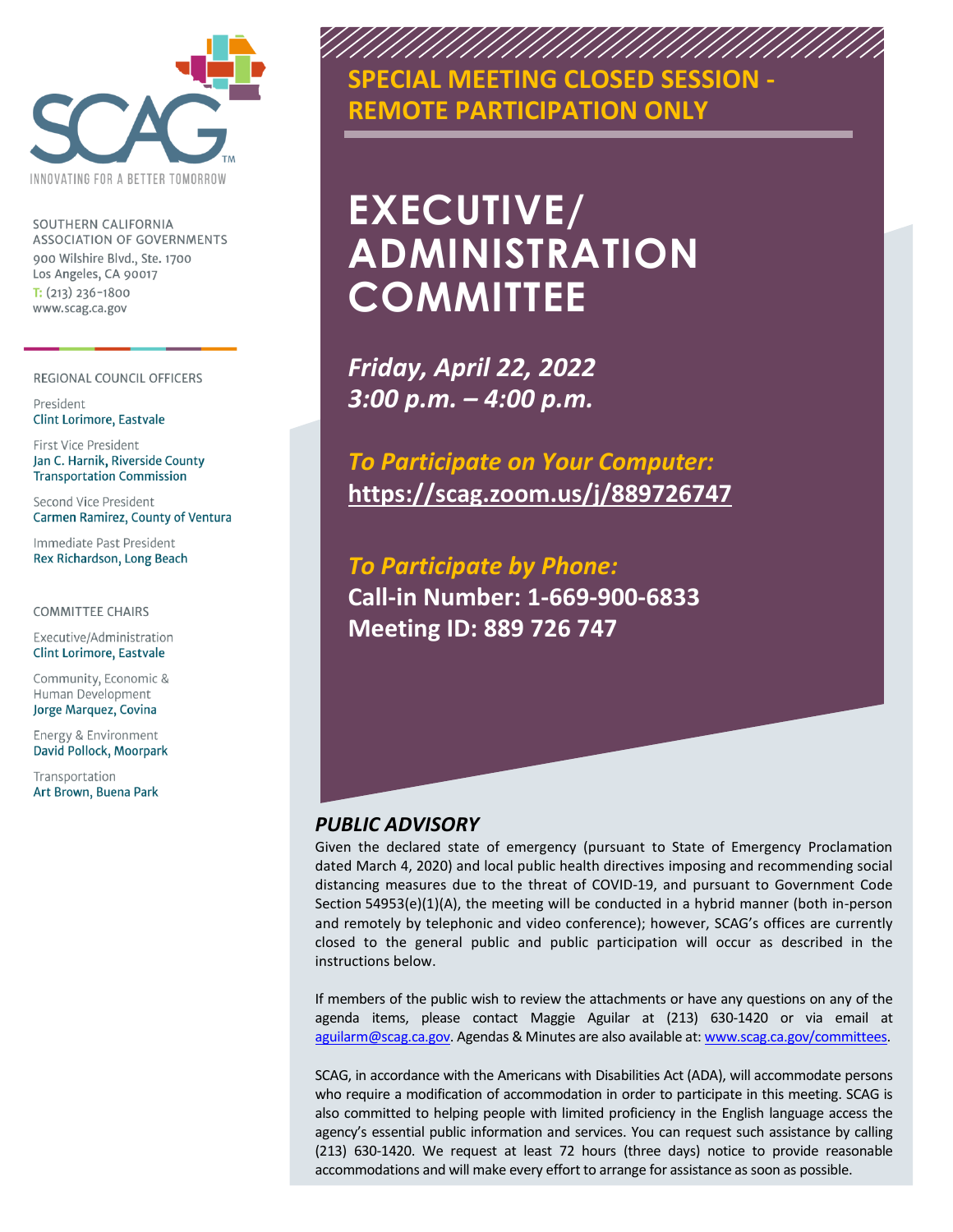SOUTHERN CALIFORNIA ASSOCIATION OF GOVERNMENTS
900 Wilshire Blvd., Ste. 1700
Los Angeles, CA 90017
T: (213) 236-1800
www.scag.ca.gov

INNOVATING FOR A BETTER TOMORROW

REGIONAL COUNCIL OFFICERS

President
Clint Lorimore, Eastvale

First Vice President
Jan C. Harnik, Riverside County Transportation Commission

Second Vice President
Carmen Ramirez, County of Ventura

Immediate Past President
Rex Richardson, Long Beach

COMMITTEE CHAIRS

Executive/Administration
Clint Lorimore, Eastvale

Community, Economic & Human Development
Jorge Marquez, Covina

Energy & Environment
David Pollock, Moorpark

Transportation
Art Brown, Buena Park

## SPECIAL MEETING CLOSED SESSION - REMOTE PARTICIPATION ONLY

# EXECUTIVE/ ADMINISTRATION COMMITTEE

***Friday, April 22, 2022***
***3:00 p.m. – 4:00 p.m.***

***To Participate on Your Computer:***
**https://scag.zoom.us/j/889726747**

***To Participate by Phone:***
**Call-in Number: 1-669-900-6833**
**Meeting ID: 889 726 747**

### *PUBLIC ADVISORY*

Given the declared state of emergency (pursuant to State of Emergency Proclamation dated March 4, 2020) and local public health directives imposing and recommending social distancing measures due to the threat of COVID-19, and pursuant to Government Code Section 54953(e)(1)(A), the meeting will be conducted in a hybrid manner (both in-person and remotely by telephonic and video conference); however, SCAG's offices are currently closed to the general public and public participation will occur as described in the instructions below.

If members of the public wish to review the attachments or have any questions on any of the agenda items, please contact Maggie Aguilar at (213) 630-1420 or via email at aguilarm@scag.ca.gov. Agendas & Minutes are also available at: www.scag.ca.gov/committees.

SCAG, in accordance with the Americans with Disabilities Act (ADA), will accommodate persons who require a modification of accommodation in order to participate in this meeting. SCAG is also committed to helping people with limited proficiency in the English language access the agency's essential public information and services. You can request such assistance by calling (213) 630-1420. We request at least 72 hours (three days) notice to provide reasonable accommodations and will make every effort to arrange for assistance as soon as possible.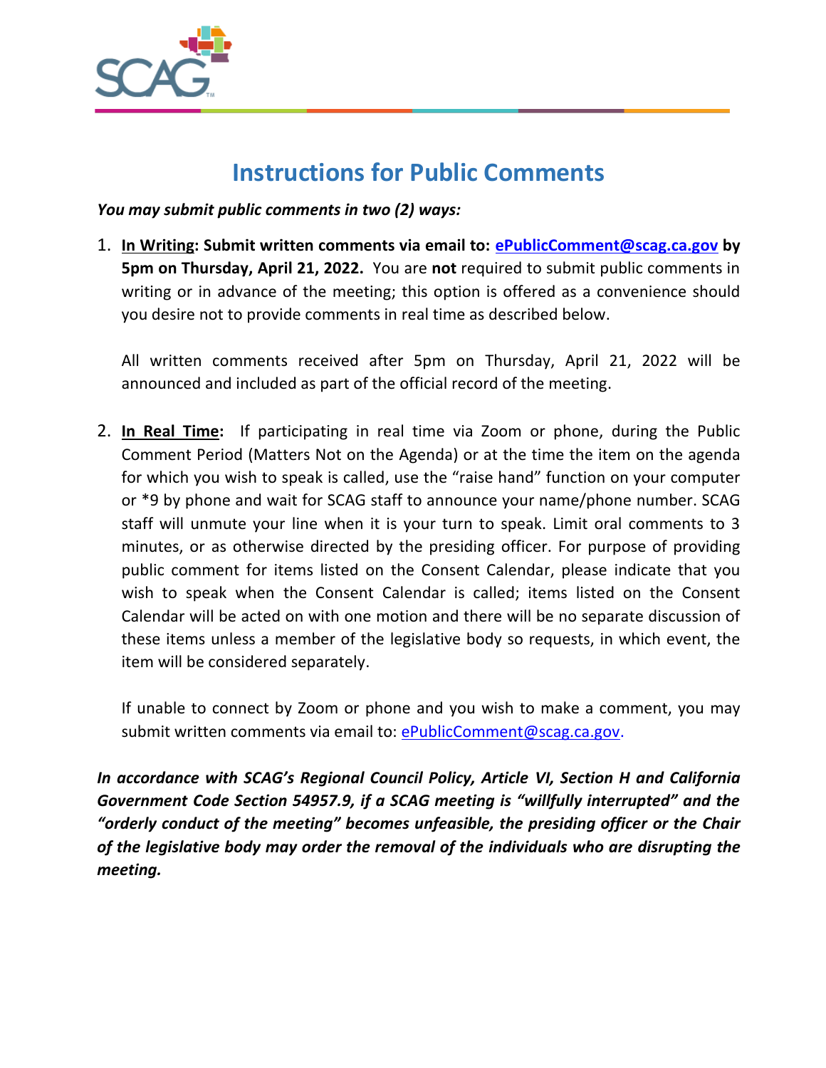# Instructions for Public Comments

***You may submit public comments in two (2) ways:***

1. **<u>In Writing</u>: Submit written comments via email to: [ePublicComment@scag.ca.gov](mailto:ePublicComment@scag.ca.gov) by 5pm on Thursday, April 21, 2022.** You are **not** required to submit public comments in writing or in advance of the meeting; this option is offered as a convenience should you desire not to provide comments in real time as described below.

   All written comments received after 5pm on Thursday, April 21, 2022 will be announced and included as part of the official record of the meeting.

2. **<u>In Real Time</u>:** If participating in real time via Zoom or phone, during the Public Comment Period (Matters Not on the Agenda) or at the time the item on the agenda for which you wish to speak is called, use the "raise hand" function on your computer or *9 by phone and wait for SCAG staff to announce your name/phone number. SCAG staff will unmute your line when it is your turn to speak. Limit oral comments to 3 minutes, or as otherwise directed by the presiding officer. For purpose of providing public comment for items listed on the Consent Calendar, please indicate that you wish to speak when the Consent Calendar is called; items listed on the Consent Calendar will be acted on with one motion and there will be no separate discussion of these items unless a member of the legislative body so requests, in which event, the item will be considered separately.

   If unable to connect by Zoom or phone and you wish to make a comment, you may submit written comments via email to: [ePublicComment@scag.ca.gov](mailto:ePublicComment@scag.ca.gov).

***In accordance with SCAG's Regional Council Policy, Article VI, Section H and California Government Code Section 54957.9, if a SCAG meeting is "willfully interrupted" and the "orderly conduct of the meeting" becomes unfeasible, the presiding officer or the Chair of the legislative body may order the removal of the individuals who are disrupting the meeting.***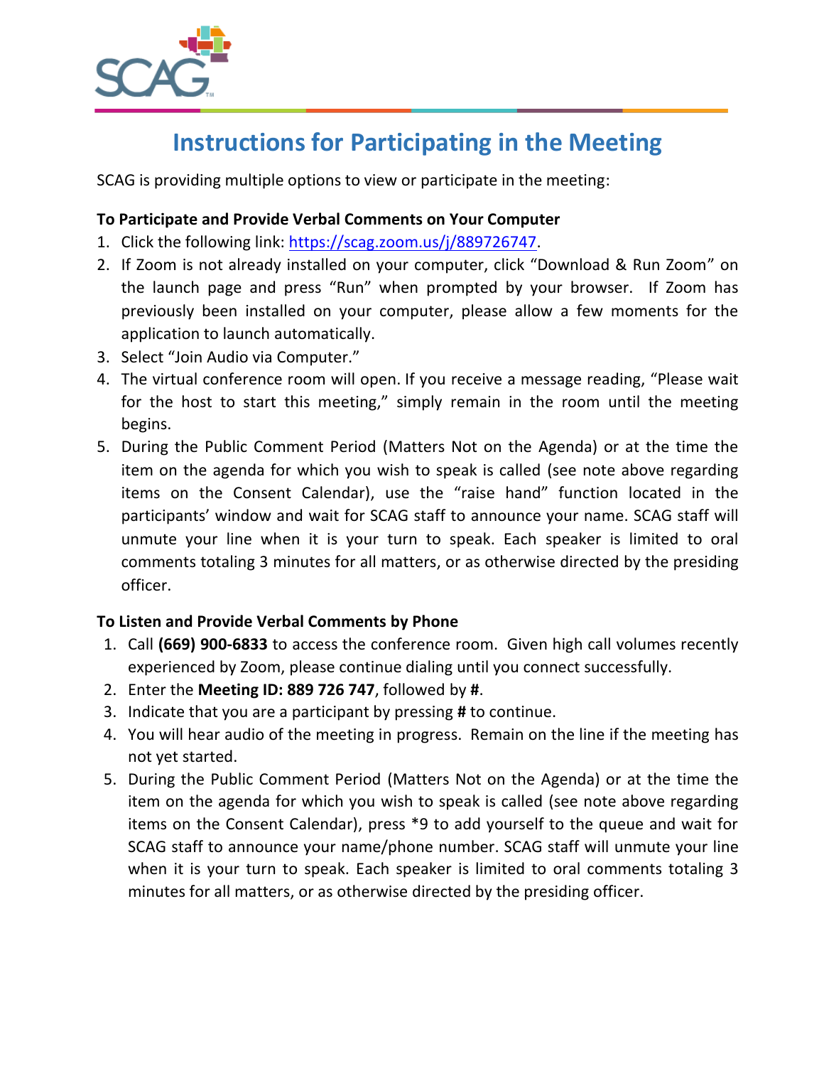# Instructions for Participating in the Meeting

SCAG is providing multiple options to view or participate in the meeting:

**To Participate and Provide Verbal Comments on Your Computer**

1. Click the following link: https://scag.zoom.us/j/889726747.
2. If Zoom is not already installed on your computer, click "Download & Run Zoom" on the launch page and press "Run" when prompted by your browser. If Zoom has previously been installed on your computer, please allow a few moments for the application to launch automatically.
3. Select "Join Audio via Computer."
4. The virtual conference room will open. If you receive a message reading, "Please wait for the host to start this meeting," simply remain in the room until the meeting begins.
5. During the Public Comment Period (Matters Not on the Agenda) or at the time the item on the agenda for which you wish to speak is called (see note above regarding items on the Consent Calendar), use the "raise hand" function located in the participants' window and wait for SCAG staff to announce your name. SCAG staff will unmute your line when it is your turn to speak. Each speaker is limited to oral comments totaling 3 minutes for all matters, or as otherwise directed by the presiding officer.

**To Listen and Provide Verbal Comments by Phone**

1. Call **(669) 900-6833** to access the conference room. Given high call volumes recently experienced by Zoom, please continue dialing until you connect successfully.
2. Enter the **Meeting ID: 889 726 747**, followed by **#**.
3. Indicate that you are a participant by pressing **#** to continue.
4. You will hear audio of the meeting in progress. Remain on the line if the meeting has not yet started.
5. During the Public Comment Period (Matters Not on the Agenda) or at the time the item on the agenda for which you wish to speak is called (see note above regarding items on the Consent Calendar), press *9 to add yourself to the queue and wait for SCAG staff to announce your name/phone number. SCAG staff will unmute your line when it is your turn to speak. Each speaker is limited to oral comments totaling 3 minutes for all matters, or as otherwise directed by the presiding officer.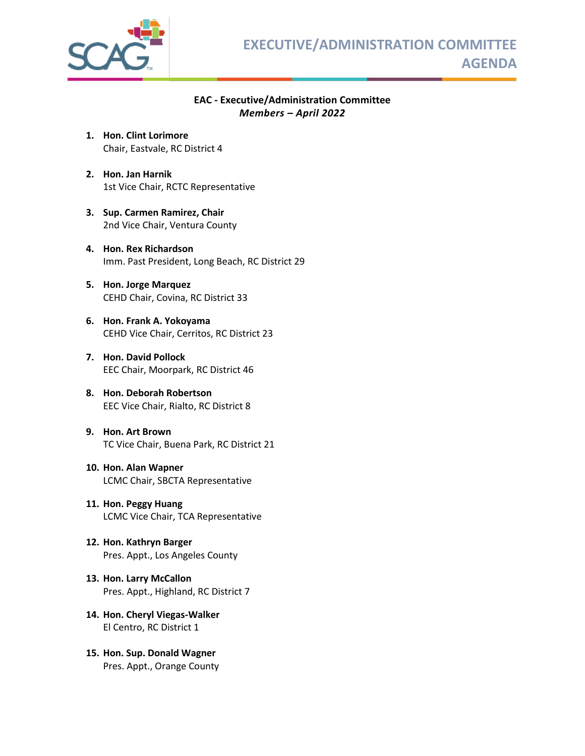# EXECUTIVE/ADMINISTRATION COMMITTEE AGENDA

**EAC - Executive/Administration Committee**
***Members – April 2022***

1. **Hon. Clint Lorimore**
   Chair, Eastvale, RC District 4

2. **Hon. Jan Harnik**
   1st Vice Chair, RCTC Representative

3. **Sup. Carmen Ramirez, Chair**
   2nd Vice Chair, Ventura County

4. **Hon. Rex Richardson**
   Imm. Past President, Long Beach, RC District 29

5. **Hon. Jorge Marquez**
   CEHD Chair, Covina, RC District 33

6. **Hon. Frank A. Yokoyama**
   CEHD Vice Chair, Cerritos, RC District 23

7. **Hon. David Pollock**
   EEC Chair, Moorpark, RC District 46

8. **Hon. Deborah Robertson**
   EEC Vice Chair, Rialto, RC District 8

9. **Hon. Art Brown**
   TC Vice Chair, Buena Park, RC District 21

10. **Hon. Alan Wapner**
    LCMC Chair, SBCTA Representative

11. **Hon. Peggy Huang**
    LCMC Vice Chair, TCA Representative

12. **Hon. Kathryn Barger**
    Pres. Appt., Los Angeles County

13. **Hon. Larry McCallon**
    Pres. Appt., Highland, RC District 7

14. **Hon. Cheryl Viegas-Walker**
    El Centro, RC District 1

15. **Hon. Sup. Donald Wagner**
    Pres. Appt., Orange County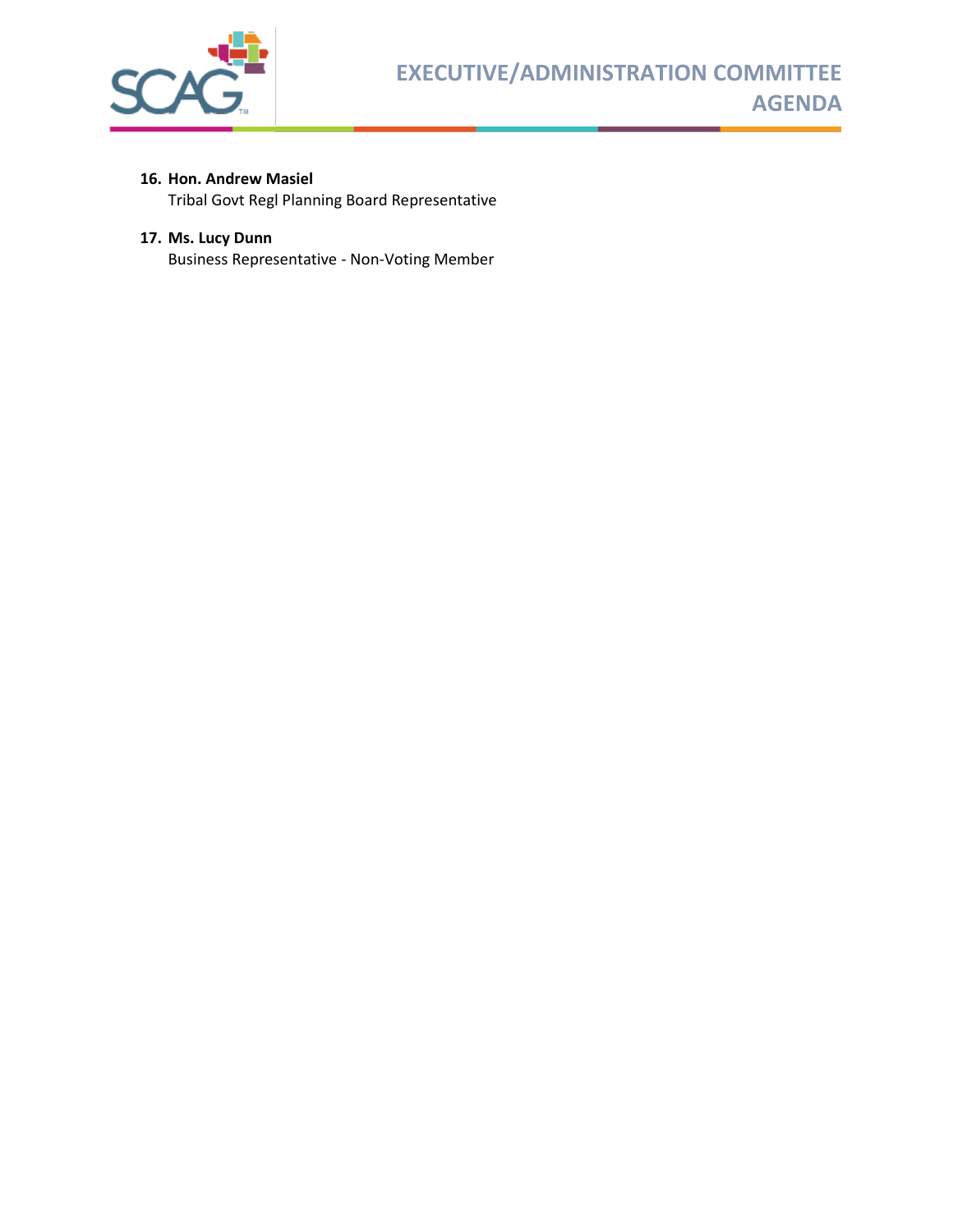16. **Hon. Andrew Masiel**
    Tribal Govt Regl Planning Board Representative

17. **Ms. Lucy Dunn**
    Business Representative - Non-Voting Member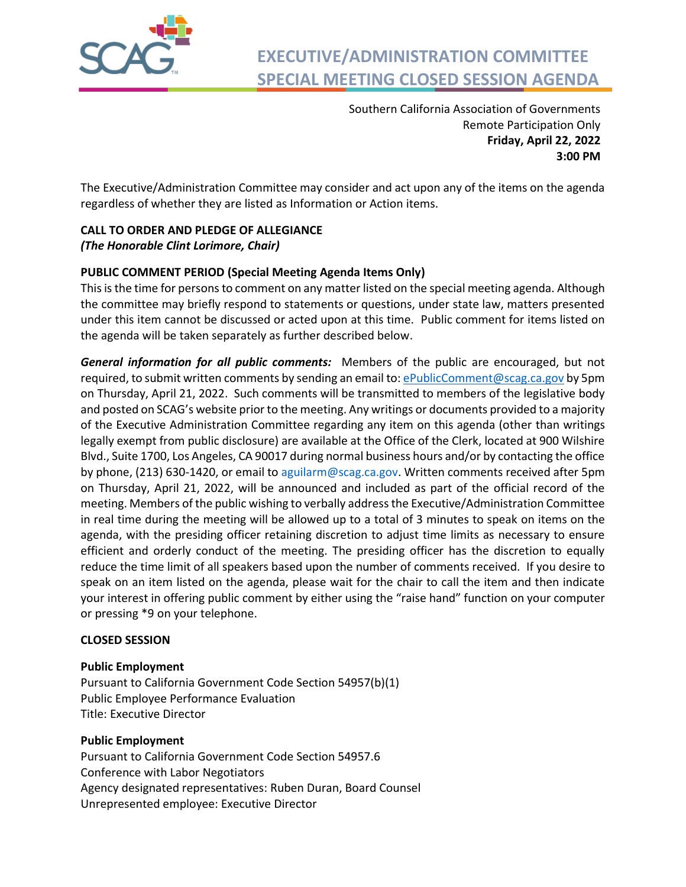# EXECUTIVE/ADMINISTRATION COMMITTEE SPECIAL MEETING CLOSED SESSION AGENDA

Southern California Association of Governments
Remote Participation Only
**Friday, April 22, 2022**
**3:00 PM**

The Executive/Administration Committee may consider and act upon any of the items on the agenda regardless of whether they are listed as Information or Action items.

**CALL TO ORDER AND PLEDGE OF ALLEGIANCE**
***(The Honorable Clint Lorimore, Chair)***

**PUBLIC COMMENT PERIOD (Special Meeting Agenda Items Only)**
This is the time for persons to comment on any matter listed on the special meeting agenda. Although the committee may briefly respond to statements or questions, under state law, matters presented under this item cannot be discussed or acted upon at this time. Public comment for items listed on the agenda will be taken separately as further described below.

***General information for all public comments:*** Members of the public are encouraged, but not required, to submit written comments by sending an email to: ePublicComment@scag.ca.gov by 5pm on Thursday, April 21, 2022. Such comments will be transmitted to members of the legislative body and posted on SCAG's website prior to the meeting. Any writings or documents provided to a majority of the Executive Administration Committee regarding any item on this agenda (other than writings legally exempt from public disclosure) are available at the Office of the Clerk, located at 900 Wilshire Blvd., Suite 1700, Los Angeles, CA 90017 during normal business hours and/or by contacting the office by phone, (213) 630-1420, or email to aguilarm@scag.ca.gov. Written comments received after 5pm on Thursday, April 21, 2022, will be announced and included as part of the official record of the meeting. Members of the public wishing to verbally address the Executive/Administration Committee in real time during the meeting will be allowed up to a total of 3 minutes to speak on items on the agenda, with the presiding officer retaining discretion to adjust time limits as necessary to ensure efficient and orderly conduct of the meeting. The presiding officer has the discretion to equally reduce the time limit of all speakers based upon the number of comments received. If you desire to speak on an item listed on the agenda, please wait for the chair to call the item and then indicate your interest in offering public comment by either using the "raise hand" function on your computer or pressing *9 on your telephone.

**CLOSED SESSION**

**Public Employment**
Pursuant to California Government Code Section 54957(b)(1)
Public Employee Performance Evaluation
Title: Executive Director

**Public Employment**
Pursuant to California Government Code Section 54957.6
Conference with Labor Negotiators
Agency designated representatives: Ruben Duran, Board Counsel
Unrepresented employee: Executive Director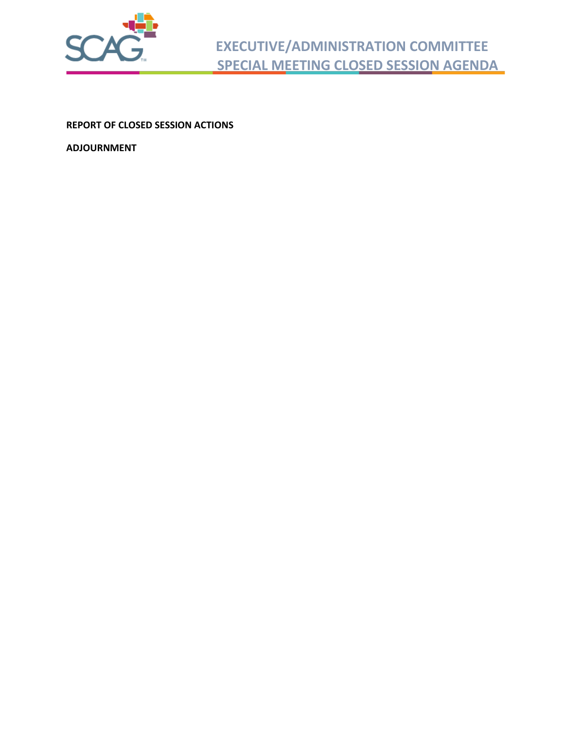**REPORT OF CLOSED SESSION ACTIONS**

**ADJOURNMENT**